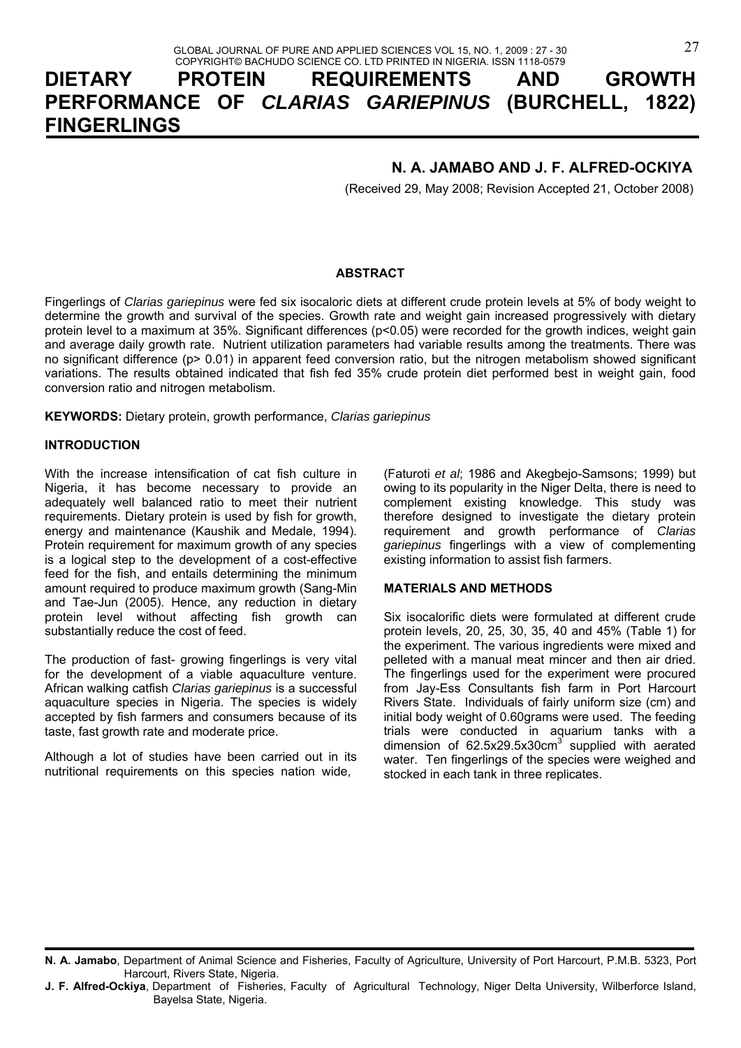# DIETARY PROTEIN REQUIREMENTS AND GROWTH PERFORMANCE OF *CLARIAS GARIEPINUS* (BURCHELL, 1822) FINGERLINGS

**N. A. JAMABO AND J. F. ALFRED-OCKIYA**

(Received 29, May 2008; Revision Accepted 21, October 2008)

## ABSTRACT

Fingerlings of *Clarias gariepinus* were fed six isocaloric diets at different crude protein levels at 5% of body weight to determine the growth and survival of the species. Growth rate and weight gain increased progressively with dietary protein level to a maximum at 35%. Significant differences ($p<0.05$) were recorded for the growth indices, weight gain and average daily growth rate. Nutrient utilization parameters had variable results among the treatments. There was no significant difference ($p> 0.01$) in apparent feed conversion ratio, but the nitrogen metabolism showed significant variations. The results obtained indicated that fish fed 35% crude protein diet performed best in weight gain, food conversion ratio and nitrogen metabolism.

**KEYWORDS:** Dietary protein, growth performance, *Clarias gariepinus*

## INTRODUCTION

With the increase intensification of cat fish culture in Nigeria, it has become necessary to provide an adequately well balanced ratio to meet their nutrient requirements. Dietary protein is used by fish for growth, energy and maintenance (Kaushik and Medale, 1994). Protein requirement for maximum growth of any species is a logical step to the development of a cost-effective feed for the fish, and entails determining the minimum amount required to produce maximum growth (Sang-Min and Tae-Jun (2005). Hence, any reduction in dietary protein level without affecting fish growth can substantially reduce the cost of feed.

The production of fast- growing fingerlings is very vital for the development of a viable aquaculture venture. African walking catfish *Clarias gariepinus* is a successful aquaculture species in Nigeria. The species is widely accepted by fish farmers and consumers because of its taste, fast growth rate and moderate price.

Although a lot of studies have been carried out in its nutritional requirements on this species nation wide, (Faturoti *et al*; 1986 and Akegbejo-Samsons; 1999) but owing to its popularity in the Niger Delta, there is need to complement existing knowledge. This study was therefore designed to investigate the dietary protein requirement and growth performance of *Clarias gariepinus* fingerlings with a view of complementing existing information to assist fish farmers.

## MATERIALS AND METHODS

Six isocalorific diets were formulated at different crude protein levels, 20, 25, 30, 35, 40 and 45% (Table 1) for the experiment. The various ingredients were mixed and pelleted with a manual meat mincer and then air dried. The fingerlings used for the experiment were procured from Jay-Ess Consultants fish farm in Port Harcourt Rivers State. Individuals of fairly uniform size (cm) and initial body weight of 0.60grams were used. The feeding trials were conducted in aquarium tanks with a dimension of $62.5x29.5x30cm^3$ supplied with aerated water. Ten fingerlings of the species were weighed and stocked in each tank in three replicates.

**N. A. Jamabo**, Department of Animal Science and Fisheries, Faculty of Agriculture, University of Port Harcourt, P.M.B. 5323, Port Harcourt, Rivers State, Nigeria.

**J. F. Alfred-Ockiya**, Department of Fisheries, Faculty of Agricultural Technology, Niger Delta University, Wilberforce Island, Bayelsa State, Nigeria.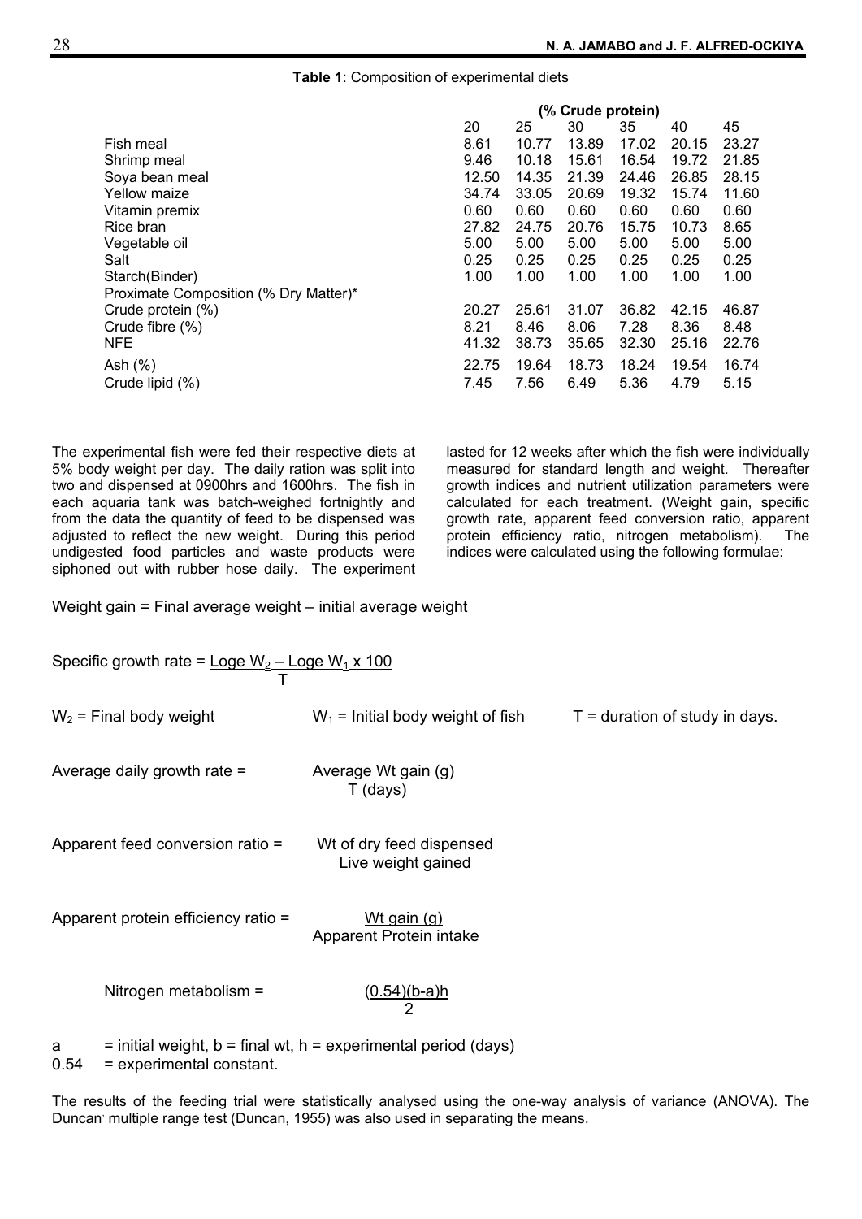**Table 1**: Composition of experimental diets

| | (% Crude protein) | | | | | |
|---|---|---|---|---|---|---|
| | 20 | 25 | 30 | 35 | 40 | 45 |
| Fish meal | 8.61 | 10.77 | 13.89 | 17.02 | 20.15 | 23.27 |
| Shrimp meal | 9.46 | 10.18 | 15.61 | 16.54 | 19.72 | 21.85 |
| Soya bean meal | 12.50 | 14.35 | 21.39 | 24.46 | 26.85 | 28.15 |
| Yellow maize | 34.74 | 33.05 | 20.69 | 19.32 | 15.74 | 11.60 |
| Vitamin premix | 0.60 | 0.60 | 0.60 | 0.60 | 0.60 | 0.60 |
| Rice bran | 27.82 | 24.75 | 20.76 | 15.75 | 10.73 | 8.65 |
| Vegetable oil | 5.00 | 5.00 | 5.00 | 5.00 | 5.00 | 5.00 |
| Salt | 0.25 | 0.25 | 0.25 | 0.25 | 0.25 | 0.25 |
| Starch(Binder) | 1.00 | 1.00 | 1.00 | 1.00 | 1.00 | 1.00 |
| Proximate Composition (% Dry Matter)* | | | | | | |
| Crude protein (%) | 20.27 | 25.61 | 31.07 | 36.82 | 42.15 | 46.87 |
| Crude fibre (%) | 8.21 | 8.46 | 8.06 | 7.28 | 8.36 | 8.48 |
| NFE | 41.32 | 38.73 | 35.65 | 32.30 | 25.16 | 22.76 |
| Ash (%) | 22.75 | 19.64 | 18.73 | 18.24 | 19.54 | 16.74 |
| Crude lipid (%) | 7.45 | 7.56 | 6.49 | 5.36 | 4.79 | 5.15 |

The experimental fish were fed their respective diets at 5% body weight per day. The daily ration was split into two and dispensed at 0900hrs and 1600hrs. The fish in each aquaria tank was batch-weighed fortnightly and from the data the quantity of feed to be dispensed was adjusted to reflect the new weight. During this period undigested food particles and waste products were siphoned out with rubber hose daily. The experiment lasted for 12 weeks after which the fish were individually measured for standard length and weight. Thereafter growth indices and nutrient utilization parameters were calculated for each treatment. (Weight gain, specific growth rate, apparent feed conversion ratio, apparent protein efficiency ratio, nitrogen metabolism). The indices were calculated using the following formulae:

Weight gain = Final average weight – initial average weight

$$\text{Specific growth rate} = \frac{\text{Loge } W_2 - \text{Loge } W_1 \times 100}{T}$$

$W_2$ = Final body weight $\quad$ $W_1$ = Initial body weight of fish $\quad$ $T$ = duration of study in days.

$$\text{Average daily growth rate} = \frac{\text{Average Wt gain (g)}}{\text{T (days)}}$$

$$\text{Apparent feed conversion ratio} = \frac{\text{Wt of dry feed dispensed}}{\text{Live weight gained}}$$

$$\text{Apparent protein efficiency ratio} = \frac{\text{Wt gain (g)}}{\text{Apparent Protein intake}}$$

$$\text{Nitrogen metabolism} = \frac{(0.54)(b-a)h}{2}$$

a = initial weight, b = final wt, h = experimental period (days)
0.54 = experimental constant.

The results of the feeding trial were statistically analysed using the one-way analysis of variance (ANOVA). The Duncan' multiple range test (Duncan, 1955) was also used in separating the means.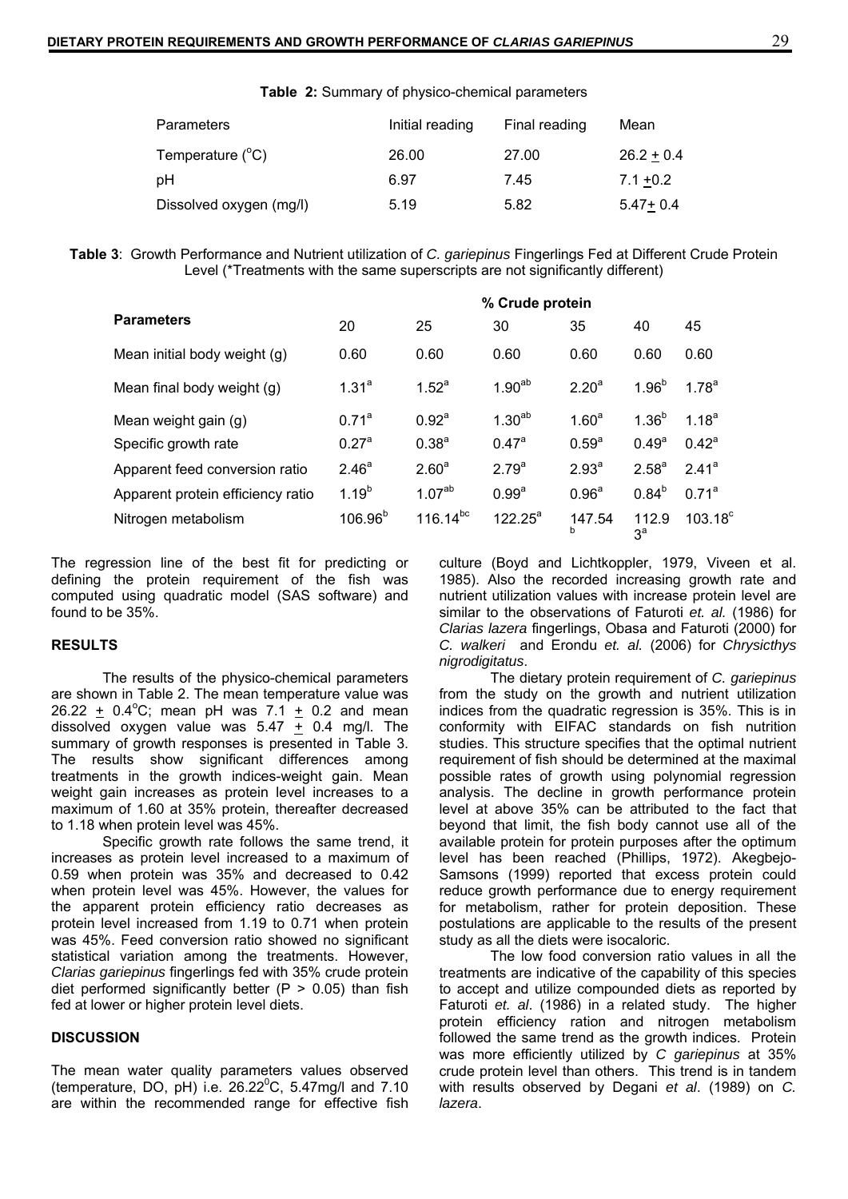**Table 2:** Summary of physico-chemical parameters

| Parameters | Initial reading | Final reading | Mean |
|---|---|---|---|
| Temperature ($^oC$) | 26.00 | 27.00 | $26.2 \pm 0.4$ |
| pH | 6.97 | 7.45 | $7.1 \pm 0.2$ |
| Dissolved oxygen (mg/l) | 5.19 | 5.82 | $5.47 \pm 0.4$ |

**Table 3**: Growth Performance and Nutrient utilization of *C. gariepinus* Fingerlings Fed at Different Crude Protein Level (*Treatments with the same superscripts are not significantly different)

| Parameters | % Crude protein | | | | | |
|---|---|---|---|---|---|---|
| | 20 | 25 | 30 | 35 | 40 | 45 |
| Mean initial body weight (g) | 0.60 | 0.60 | 0.60 | 0.60 | 0.60 | 0.60 |
| Mean final body weight (g) | $1.31^a$ | $1.52^a$ | $1.90^{ab}$ | $2.20^a$ | $1.96^b$ | $1.78^a$ |
| Mean weight gain (g) | $0.71^a$ | $0.92^a$ | $1.30^{ab}$ | $1.60^a$ | $1.36^b$ | $1.18^a$ |
| Specific growth rate | $0.27^a$ | $0.38^a$ | $0.47^a$ | $0.59^a$ | $0.49^a$ | $0.42^a$ |
| Apparent feed conversion ratio | $2.46^a$ | $2.60^a$ | $2.79^a$ | $2.93^a$ | $2.58^a$ | $2.41^a$ |
| Apparent protein efficiency ratio | $1.19^b$ | $1.07^{ab}$ | $0.99^a$ | $0.96^a$ | $0.84^b$ | $0.71^a$ |
| Nitrogen metabolism | $106.96^b$ | $116.14^{bc}$ | $122.25^a$ | $147.54^b$ | $112.93^a$ | $103.18^c$ |

The regression line of the best fit for predicting or defining the protein requirement of the fish was computed using quadratic model (SAS software) and found to be 35%.

## RESULTS

The results of the physico-chemical parameters are shown in Table 2. The mean temperature value was $26.22 \pm 0.4^oC$; mean pH was $7.1 \pm 0.2$ and mean dissolved oxygen value was $5.47 \pm 0.4$ mg/l. The summary of growth responses is presented in Table 3. The results show significant differences among treatments in the growth indices-weight gain. Mean weight gain increases as protein level increases to a maximum of 1.60 at 35% protein, thereafter decreased to 1.18 when protein level was 45%.

Specific growth rate follows the same trend, it increases as protein level increased to a maximum of 0.59 when protein was 35% and decreased to 0.42 when protein level was 45%. However, the values for the apparent protein efficiency ratio decreases as protein level increased from 1.19 to 0.71 when protein was 45%. Feed conversion ratio showed no significant statistical variation among the treatments. However, *Clarias gariepinus* fingerlings fed with 35% crude protein diet performed significantly better ($P > 0.05$) than fish fed at lower or higher protein level diets.

## DISCUSSION

The mean water quality parameters values observed (temperature, DO, pH) i.e. $26.22^0C$, 5.47mg/l and 7.10 are within the recommended range for effective fish culture (Boyd and Lichtkoppler, 1979, Viveen et al. 1985). Also the recorded increasing growth rate and nutrient utilization values with increase protein level are similar to the observations of Faturoti *et. al.* (1986) for *Clarias lazera* fingerlings, Obasa and Faturoti (2000) for *C. walkeri* and Erondu *et. al.* (2006) for *Chrysicthys nigrodigitatus*.

The dietary protein requirement of *C. gariepinus* from the study on the growth and nutrient utilization indices from the quadratic regression is 35%. This is in conformity with EIFAC standards on fish nutrition studies. This structure specifies that the optimal nutrient requirement of fish should be determined at the maximal possible rates of growth using polynomial regression analysis. The decline in growth performance protein level at above 35% can be attributed to the fact that beyond that limit, the fish body cannot use all of the available protein for protein purposes after the optimum level has been reached (Phillips, 1972). Akegbejo-Samsons (1999) reported that excess protein could reduce growth performance due to energy requirement for metabolism, rather for protein deposition. These postulations are applicable to the results of the present study as all the diets were isocaloric.

The low food conversion ratio values in all the treatments are indicative of the capability of this species to accept and utilize compounded diets as reported by Faturoti *et. al*. (1986) in a related study. The higher protein efficiency ration and nitrogen metabolism followed the same trend as the growth indices. Protein was more efficiently utilized by *C gariepinus* at 35% crude protein level than others. This trend is in tandem with results observed by Degani *et al*. (1989) on *C. lazera*.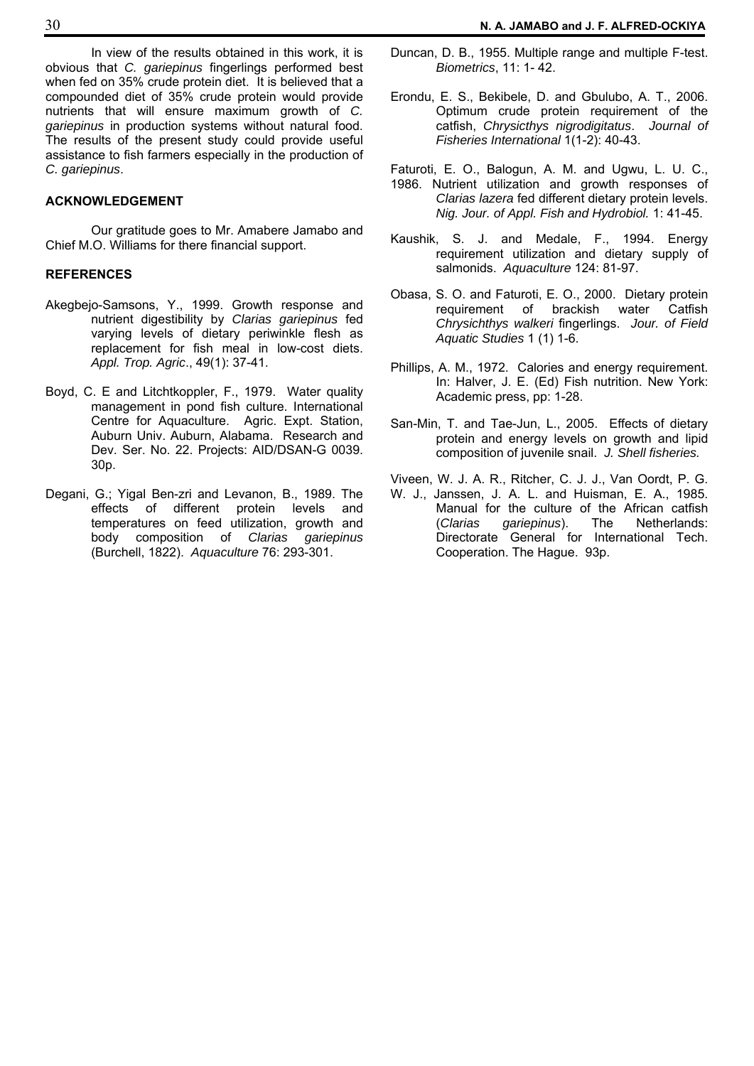In view of the results obtained in this work, it is obvious that *C. gariepinus* fingerlings performed best when fed on 35% crude protein diet. It is believed that a compounded diet of 35% crude protein would provide nutrients that will ensure maximum growth of *C. gariepinus* in production systems without natural food. The results of the present study could provide useful assistance to fish farmers especially in the production of *C. gariepinus*.

## ACKNOWLEDGEMENT

Our gratitude goes to Mr. Amabere Jamabo and Chief M.O. Williams for there financial support.

## REFERENCES

Akegbejo-Samsons, Y., 1999. Growth response and nutrient digestibility by *Clarias gariepinus* fed varying levels of dietary periwinkle flesh as replacement for fish meal in low-cost diets. *Appl. Trop. Agric*., 49(1): 37-41.

Boyd, C. E and Litchtkoppler, F., 1979. Water quality management in pond fish culture. International Centre for Aquaculture. Agric. Expt. Station, Auburn Univ. Auburn, Alabama. Research and Dev. Ser. No. 22. Projects: AID/DSAN-G 0039. 30p.

Degani, G.; Yigal Ben-zri and Levanon, B., 1989. The effects of different protein levels and temperatures on feed utilization, growth and body composition of *Clarias gariepinus* (Burchell, 1822). *Aquaculture* 76: 293-301.

Duncan, D. B., 1955. Multiple range and multiple F-test. *Biometrics*, 11: 1- 42.

Erondu, E. S., Bekibele, D. and Gbulubo, A. T., 2006. Optimum crude protein requirement of the catfish, *Chrysicthys nigrodigitatus*. *Journal of Fisheries International* 1(1-2): 40-43.

Faturoti, E. O., Balogun, A. M. and Ugwu, L. U. C., 1986. Nutrient utilization and growth responses of *Clarias lazera* fed different dietary protein levels. *Nig. Jour. of Appl. Fish and Hydrobiol.* 1: 41-45.

Kaushik, S. J. and Medale, F., 1994. Energy requirement utilization and dietary supply of salmonids. *Aquaculture* 124: 81-97.

Obasa, S. O. and Faturoti, E. O., 2000. Dietary protein requirement of brackish water Catfish *Chrysichthys walkeri* fingerlings. *Jour. of Field Aquatic Studies* 1 (1) 1-6.

Phillips, A. M., 1972. Calories and energy requirement. In: Halver, J. E. (Ed) Fish nutrition. New York: Academic press, pp: 1-28.

San-Min, T. and Tae-Jun, L., 2005. Effects of dietary protein and energy levels on growth and lipid composition of juvenile snail. *J. Shell fisheries.*

Viveen, W. J. A. R., Ritcher, C. J. J., Van Oordt, P. G. W. J., Janssen, J. A. L. and Huisman, E. A., 1985. Manual for the culture of the African catfish (*Clarias gariepinus*). The Netherlands: Directorate General for International Tech. Cooperation. The Hague. 93p.